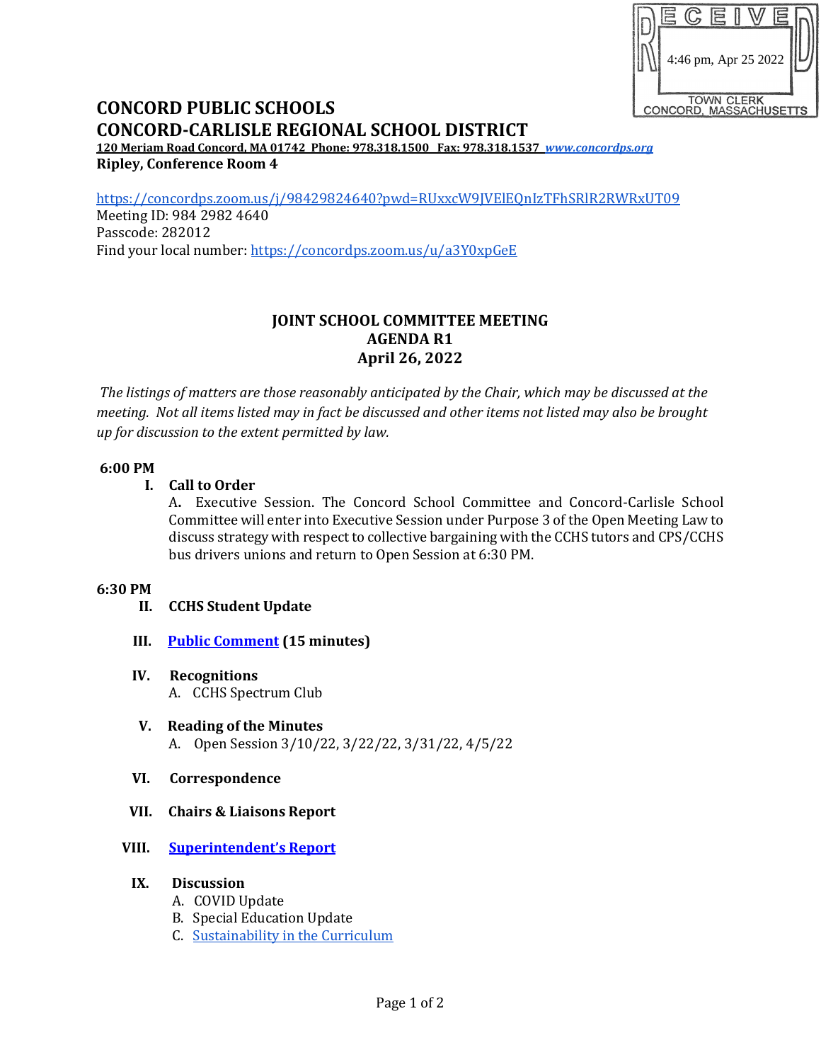RECEIVED
4:46 pm, Apr 25 2022
TOWN CLERK
CONCORD, MASSACHUSETTS

# CONCORD PUBLIC SCHOOLS
# CONCORD-CARLISLE REGIONAL SCHOOL DISTRICT

**120 Meriam Road Concord, MA 01742 Phone: 978.318.1500 Fax: 978.318.1537 *www.concordps.org***

**Ripley, Conference Room 4**

https://concordps.zoom.us/j/98429824640?pwd=RUxxcW9JVElEQnIzTFhSRlR2RWRxUT09
Meeting ID: 984 2982 4640
Passcode: 282012
Find your local number: https://concordps.zoom.us/u/a3Y0xpGeE

## JOINT SCHOOL COMMITTEE MEETING
## AGENDA R1
## April 26, 2022

*The listings of matters are those reasonably anticipated by the Chair, which may be discussed at the meeting. Not all items listed may in fact be discussed and other items not listed may also be brought up for discussion to the extent permitted by law.*

**6:00 PM**

**I. Call to Order**

A. Executive Session. The Concord School Committee and Concord-Carlisle School Committee will enter into Executive Session under Purpose 3 of the Open Meeting Law to discuss strategy with respect to collective bargaining with the CCHS tutors and CPS/CCHS bus drivers unions and return to Open Session at 6:30 PM.

**6:30 PM**

**II. CCHS Student Update**

**III. Public Comment (15 minutes)**

**IV. Recognitions**

A. CCHS Spectrum Club

**V. Reading of the Minutes**

A. Open Session 3/10/22, 3/22/22, 3/31/22, 4/5/22

**VI. Correspondence**

**VII. Chairs & Liaisons Report**

**VIII. Superintendent's Report**

**IX. Discussion**

A. COVID Update
B. Special Education Update
C. Sustainability in the Curriculum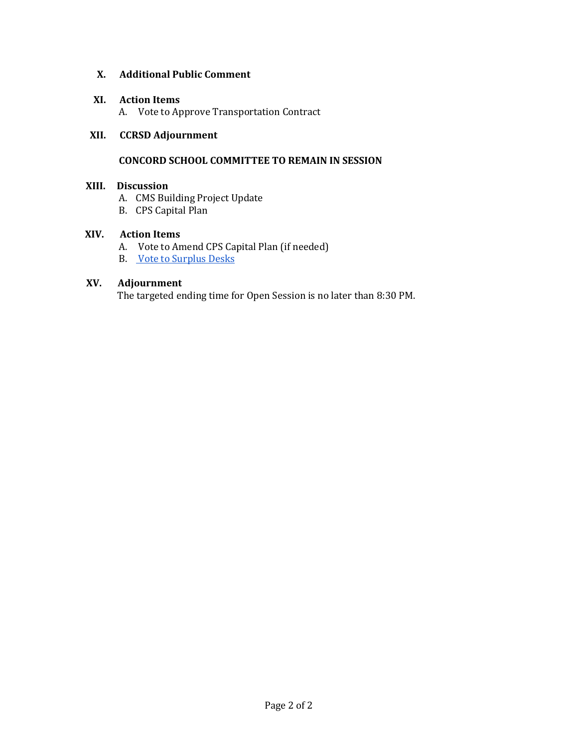**X. Additional Public Comment**

**XI. Action Items**

A. Vote to Approve Transportation Contract

**XII. CCRSD Adjournment**

**CONCORD SCHOOL COMMITTEE TO REMAIN IN SESSION**

**XIII. Discussion**

A. CMS Building Project Update
B. CPS Capital Plan

**XIV. Action Items**

A. Vote to Amend CPS Capital Plan (if needed)
B. Vote to Surplus Desks

**XV. Adjournment**

The targeted ending time for Open Session is no later than 8:30 PM.